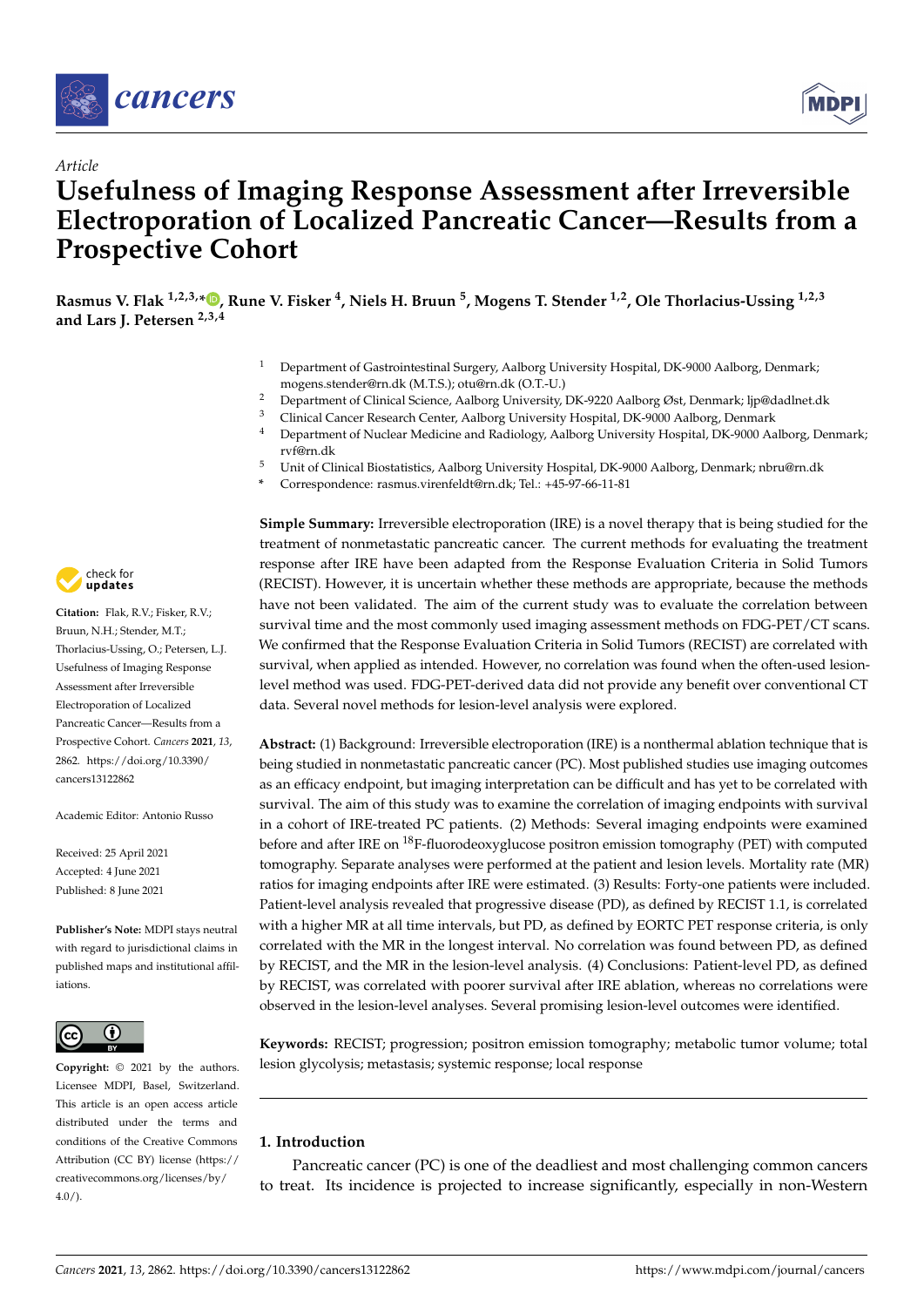*Article*

# Usefulness of Imaging Response Assessment after Irreversible Electroporation of Localized Pancreatic Cancer—Results from a Prospective Cohort

**Rasmus V. Flak [1,2,3,*], Rune V. Fisker [4], Niels H. Bruun [5], Mogens T. Stender [1,2], Ole Thorlacius-Ussing [1,2,3] and Lars J. Petersen [2,3,4]**

[1] Department of Gastrointestinal Surgery, Aalborg University Hospital, DK-9000 Aalborg, Denmark; mogens.stender@rn.dk (M.T.S.); otu@rn.dk (O.T.-U.)
[2] Department of Clinical Science, Aalborg University, DK-9220 Aalborg Øst, Denmark; ljp@dadlnet.dk
[3] Clinical Cancer Research Center, Aalborg University Hospital, DK-9000 Aalborg, Denmark
[4] Department of Nuclear Medicine and Radiology, Aalborg University Hospital, DK-9000 Aalborg, Denmark; rvf@rn.dk
[5] Unit of Clinical Biostatistics, Aalborg University Hospital, DK-9000 Aalborg, Denmark; nbru@rn.dk
* Correspondence: rasmus.virenfeldt@rn.dk; Tel.: +45-97-66-11-81

**Simple Summary:** Irreversible electroporation (IRE) is a novel therapy that is being studied for the treatment of nonmetastatic pancreatic cancer. The current methods for evaluating the treatment response after IRE have been adapted from the Response Evaluation Criteria in Solid Tumors (RECIST). However, it is uncertain whether these methods are appropriate, because the methods have not been validated. The aim of the current study was to evaluate the correlation between survival time and the most commonly used imaging assessment methods on FDG-PET/CT scans. We confirmed that the Response Evaluation Criteria in Solid Tumors (RECIST) are correlated with survival, when applied as intended. However, no correlation was found when the often-used lesion-level method was used. FDG-PET-derived data did not provide any benefit over conventional CT data. Several novel methods for lesion-level analysis were explored.

**Abstract:** (1) Background: Irreversible electroporation (IRE) is a nonthermal ablation technique that is being studied in nonmetastatic pancreatic cancer (PC). Most published studies use imaging outcomes as an efficacy endpoint, but imaging interpretation can be difficult and has yet to be correlated with survival. The aim of this study was to examine the correlation of imaging endpoints with survival in a cohort of IRE-treated PC patients. (2) Methods: Several imaging endpoints were examined before and after IRE on $^{18}$F-fluorodeoxyglucose positron emission tomography (PET) with computed tomography. Separate analyses were performed at the patient and lesion levels. Mortality rate (MR) ratios for imaging endpoints after IRE were estimated. (3) Results: Forty-one patients were included. Patient-level analysis revealed that progressive disease (PD), as defined by RECIST 1.1, is correlated with a higher MR at all time intervals, but PD, as defined by EORTC PET response criteria, is only correlated with the MR in the longest interval. No correlation was found between PD, as defined by RECIST, and the MR in the lesion-level analysis. (4) Conclusions: Patient-level PD, as defined by RECIST, was correlated with poorer survival after IRE ablation, whereas no correlations were observed in the lesion-level analyses. Several promising lesion-level outcomes were identified.

**Keywords:** RECIST; progression; positron emission tomography; metabolic tumor volume; total lesion glycolysis; metastasis; systemic response; local response

**Citation:** Flak, R.V.; Fisker, R.V.; Bruun, N.H.; Stender, M.T.; Thorlacius-Ussing, O.; Petersen, L.J. Usefulness of Imaging Response Assessment after Irreversible Electroporation of Localized Pancreatic Cancer—Results from a Prospective Cohort. *Cancers* **2021**, *13*, 2862. https://doi.org/10.3390/cancers13122862

Academic Editor: Antonio Russo

Received: 25 April 2021
Accepted: 4 June 2021
Published: 8 June 2021

**Publisher's Note:** MDPI stays neutral with regard to jurisdictional claims in published maps and institutional affiliations.

**Copyright:** © 2021 by the authors. Licensee MDPI, Basel, Switzerland. This article is an open access article distributed under the terms and conditions of the Creative Commons Attribution (CC BY) license (https://creativecommons.org/licenses/by/4.0/).

## 1. Introduction

Pancreatic cancer (PC) is one of the deadliest and most challenging common cancers to treat. Its incidence is projected to increase significantly, especially in non-Western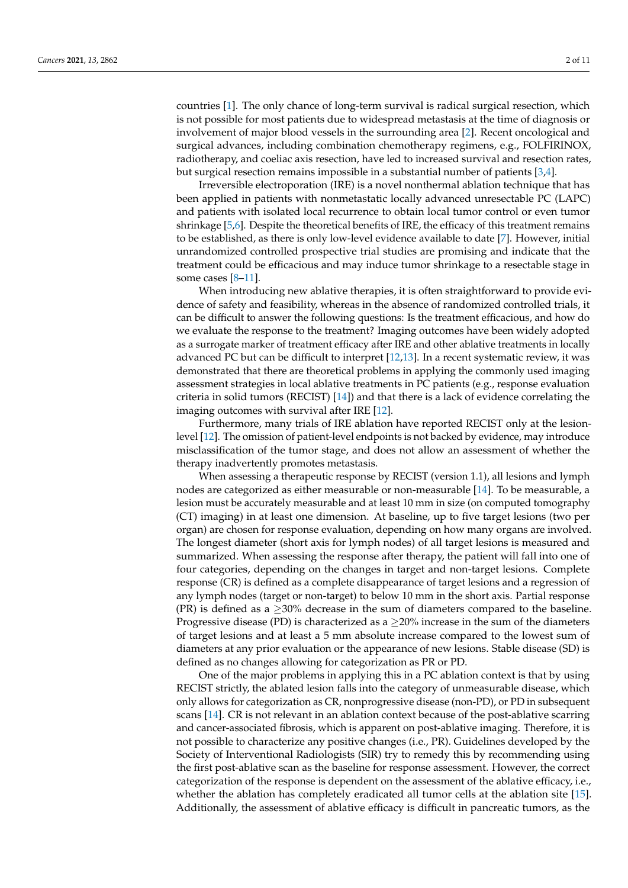countries [1]. The only chance of long-term survival is radical surgical resection, which is not possible for most patients due to widespread metastasis at the time of diagnosis or involvement of major blood vessels in the surrounding area [2]. Recent oncological and surgical advances, including combination chemotherapy regimens, e.g., FOLFIRINOX, radiotherapy, and coeliac axis resection, have led to increased survival and resection rates, but surgical resection remains impossible in a substantial number of patients [3,4].

Irreversible electroporation (IRE) is a novel nonthermal ablation technique that has been applied in patients with nonmetastatic locally advanced unresectable PC (LAPC) and patients with isolated local recurrence to obtain local tumor control or even tumor shrinkage [5,6]. Despite the theoretical benefits of IRE, the efficacy of this treatment remains to be established, as there is only low-level evidence available to date [7]. However, initial unrandomized controlled prospective trial studies are promising and indicate that the treatment could be efficacious and may induce tumor shrinkage to a resectable stage in some cases [8–11].

When introducing new ablative therapies, it is often straightforward to provide evidence of safety and feasibility, whereas in the absence of randomized controlled trials, it can be difficult to answer the following questions: Is the treatment efficacious, and how do we evaluate the response to the treatment? Imaging outcomes have been widely adopted as a surrogate marker of treatment efficacy after IRE and other ablative treatments in locally advanced PC but can be difficult to interpret [12,13]. In a recent systematic review, it was demonstrated that there are theoretical problems in applying the commonly used imaging assessment strategies in local ablative treatments in PC patients (e.g., response evaluation criteria in solid tumors (RECIST) [14]) and that there is a lack of evidence correlating the imaging outcomes with survival after IRE [12].

Furthermore, many trials of IRE ablation have reported RECIST only at the lesion-level [12]. The omission of patient-level endpoints is not backed by evidence, may introduce misclassification of the tumor stage, and does not allow an assessment of whether the therapy inadvertently promotes metastasis.

When assessing a therapeutic response by RECIST (version 1.1), all lesions and lymph nodes are categorized as either measurable or non-measurable [14]. To be measurable, a lesion must be accurately measurable and at least 10 mm in size (on computed tomography (CT) imaging) in at least one dimension. At baseline, up to five target lesions (two per organ) are chosen for response evaluation, depending on how many organs are involved. The longest diameter (short axis for lymph nodes) of all target lesions is measured and summarized. When assessing the response after therapy, the patient will fall into one of four categories, depending on the changes in target and non-target lesions. Complete response (CR) is defined as a complete disappearance of target lesions and a regression of any lymph nodes (target or non-target) to below 10 mm in the short axis. Partial response (PR) is defined as a $\geq$30% decrease in the sum of diameters compared to the baseline. Progressive disease (PD) is characterized as a $\geq$20% increase in the sum of the diameters of target lesions and at least a 5 mm absolute increase compared to the lowest sum of diameters at any prior evaluation or the appearance of new lesions. Stable disease (SD) is defined as no changes allowing for categorization as PR or PD.

One of the major problems in applying this in a PC ablation context is that by using RECIST strictly, the ablated lesion falls into the category of unmeasurable disease, which only allows for categorization as CR, nonprogressive disease (non-PD), or PD in subsequent scans [14]. CR is not relevant in an ablation context because of the post-ablative scarring and cancer-associated fibrosis, which is apparent on post-ablative imaging. Therefore, it is not possible to characterize any positive changes (i.e., PR). Guidelines developed by the Society of Interventional Radiologists (SIR) try to remedy this by recommending using the first post-ablative scan as the baseline for response assessment. However, the correct categorization of the response is dependent on the assessment of the ablative efficacy, i.e., whether the ablation has completely eradicated all tumor cells at the ablation site [15]. Additionally, the assessment of ablative efficacy is difficult in pancreatic tumors, as the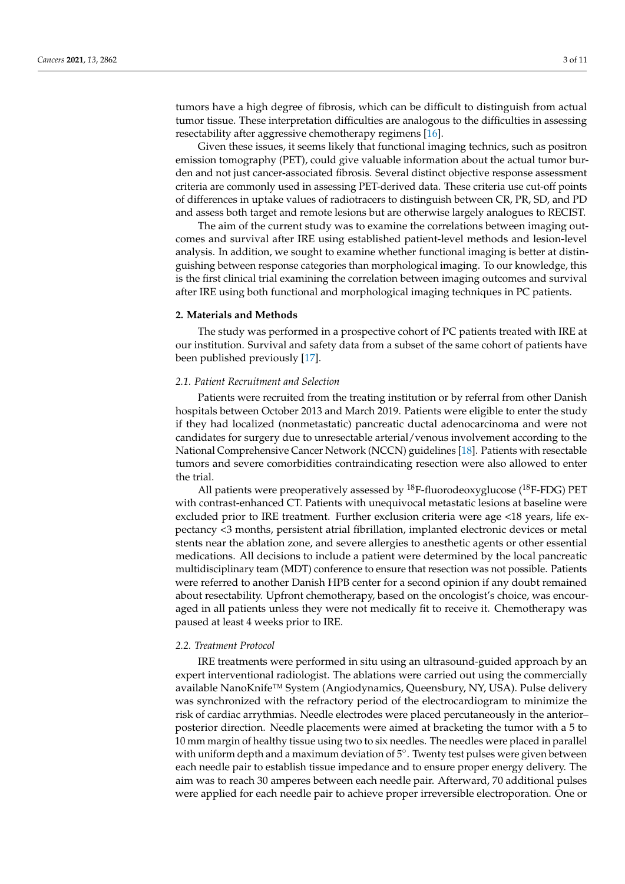tumors have a high degree of fibrosis, which can be difficult to distinguish from actual tumor tissue. These interpretation difficulties are analogous to the difficulties in assessing resectability after aggressive chemotherapy regimens [16].

Given these issues, it seems likely that functional imaging technics, such as positron emission tomography (PET), could give valuable information about the actual tumor burden and not just cancer-associated fibrosis. Several distinct objective response assessment criteria are commonly used in assessing PET-derived data. These criteria use cut-off points of differences in uptake values of radiotracers to distinguish between CR, PR, SD, and PD and assess both target and remote lesions but are otherwise largely analogues to RECIST.

The aim of the current study was to examine the correlations between imaging outcomes and survival after IRE using established patient-level methods and lesion-level analysis. In addition, we sought to examine whether functional imaging is better at distinguishing between response categories than morphological imaging. To our knowledge, this is the first clinical trial examining the correlation between imaging outcomes and survival after IRE using both functional and morphological imaging techniques in PC patients.

## 2. Materials and Methods

The study was performed in a prospective cohort of PC patients treated with IRE at our institution. Survival and safety data from a subset of the same cohort of patients have been published previously [17].

### *2.1. Patient Recruitment and Selection*

Patients were recruited from the treating institution or by referral from other Danish hospitals between October 2013 and March 2019. Patients were eligible to enter the study if they had localized (nonmetastatic) pancreatic ductal adenocarcinoma and were not candidates for surgery due to unresectable arterial/venous involvement according to the National Comprehensive Cancer Network (NCCN) guidelines [18]. Patients with resectable tumors and severe comorbidities contraindicating resection were also allowed to enter the trial.

All patients were preoperatively assessed by $^{18}$F-fluorodeoxyglucose ($^{18}$F-FDG) PET with contrast-enhanced CT. Patients with unequivocal metastatic lesions at baseline were excluded prior to IRE treatment. Further exclusion criteria were age <18 years, life expectancy <3 months, persistent atrial fibrillation, implanted electronic devices or metal stents near the ablation zone, and severe allergies to anesthetic agents or other essential medications. All decisions to include a patient were determined by the local pancreatic multidisciplinary team (MDT) conference to ensure that resection was not possible. Patients were referred to another Danish HPB center for a second opinion if any doubt remained about resectability. Upfront chemotherapy, based on the oncologist's choice, was encouraged in all patients unless they were not medically fit to receive it. Chemotherapy was paused at least 4 weeks prior to IRE.

### *2.2. Treatment Protocol*

IRE treatments were performed in situ using an ultrasound-guided approach by an expert interventional radiologist. The ablations were carried out using the commercially available NanoKnife™ System (Angiodynamics, Queensbury, NY, USA). Pulse delivery was synchronized with the refractory period of the electrocardiogram to minimize the risk of cardiac arrythmias. Needle electrodes were placed percutaneously in the anterior–posterior direction. Needle placements were aimed at bracketing the tumor with a 5 to 10 mm margin of healthy tissue using two to six needles. The needles were placed in parallel with uniform depth and a maximum deviation of 5°. Twenty test pulses were given between each needle pair to establish tissue impedance and to ensure proper energy delivery. The aim was to reach 30 amperes between each needle pair. Afterward, 70 additional pulses were applied for each needle pair to achieve proper irreversible electroporation. One or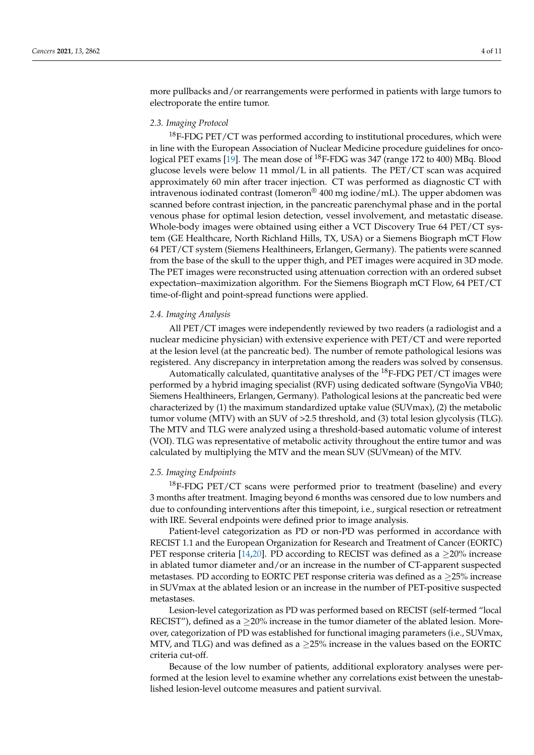more pullbacks and/or rearrangements were performed in patients with large tumors to electroporate the entire tumor.

### 2.3. Imaging Protocol

$^{18}$F-FDG PET/CT was performed according to institutional procedures, which were in line with the European Association of Nuclear Medicine procedure guidelines for oncological PET exams [19]. The mean dose of $^{18}$F-FDG was 347 (range 172 to 400) MBq. Blood glucose levels were below 11 mmol/L in all patients. The PET/CT scan was acquired approximately 60 min after tracer injection. CT was performed as diagnostic CT with intravenous iodinated contrast (Iomeron® 400 mg iodine/mL). The upper abdomen was scanned before contrast injection, in the pancreatic parenchymal phase and in the portal venous phase for optimal lesion detection, vessel involvement, and metastatic disease. Whole-body images were obtained using either a VCT Discovery True 64 PET/CT system (GE Healthcare, North Richland Hills, TX, USA) or a Siemens Biograph mCT Flow 64 PET/CT system (Siemens Healthineers, Erlangen, Germany). The patients were scanned from the base of the skull to the upper thigh, and PET images were acquired in 3D mode. The PET images were reconstructed using attenuation correction with an ordered subset expectation–maximization algorithm. For the Siemens Biograph mCT Flow, 64 PET/CT time-of-flight and point-spread functions were applied.

### 2.4. Imaging Analysis

All PET/CT images were independently reviewed by two readers (a radiologist and a nuclear medicine physician) with extensive experience with PET/CT and were reported at the lesion level (at the pancreatic bed). The number of remote pathological lesions was registered. Any discrepancy in interpretation among the readers was solved by consensus.

Automatically calculated, quantitative analyses of the $^{18}$F-FDG PET/CT images were performed by a hybrid imaging specialist (RVF) using dedicated software (SyngoVia VB40; Siemens Healthineers, Erlangen, Germany). Pathological lesions at the pancreatic bed were characterized by (1) the maximum standardized uptake value (SUVmax), (2) the metabolic tumor volume (MTV) with an SUV of >2.5 threshold, and (3) total lesion glycolysis (TLG). The MTV and TLG were analyzed using a threshold-based automatic volume of interest (VOI). TLG was representative of metabolic activity throughout the entire tumor and was calculated by multiplying the MTV and the mean SUV (SUVmean) of the MTV.

### 2.5. Imaging Endpoints

$^{18}$F-FDG PET/CT scans were performed prior to treatment (baseline) and every 3 months after treatment. Imaging beyond 6 months was censored due to low numbers and due to confounding interventions after this timepoint, i.e., surgical resection or retreatment with IRE. Several endpoints were defined prior to image analysis.

Patient-level categorization as PD or non-PD was performed in accordance with RECIST 1.1 and the European Organization for Research and Treatment of Cancer (EORTC) PET response criteria [14,20]. PD according to RECIST was defined as a $\geq$20% increase in ablated tumor diameter and/or an increase in the number of CT-apparent suspected metastases. PD according to EORTC PET response criteria was defined as a $\geq$25% increase in SUVmax at the ablated lesion or an increase in the number of PET-positive suspected metastases.

Lesion-level categorization as PD was performed based on RECIST (self-termed "local RECIST"), defined as a $\geq$20% increase in the tumor diameter of the ablated lesion. Moreover, categorization of PD was established for functional imaging parameters (i.e., SUVmax, MTV, and TLG) and was defined as a $\geq$25% increase in the values based on the EORTC criteria cut-off.

Because of the low number of patients, additional exploratory analyses were performed at the lesion level to examine whether any correlations exist between the unestablished lesion-level outcome measures and patient survival.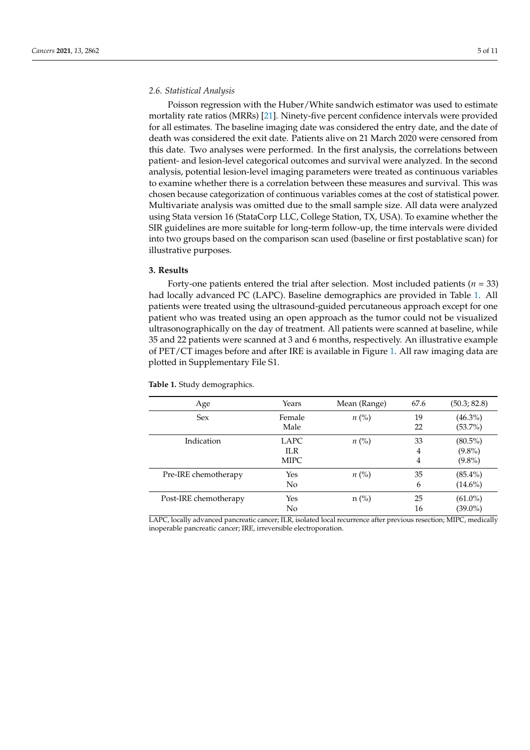### 2.6. Statistical Analysis

Poisson regression with the Huber/White sandwich estimator was used to estimate mortality rate ratios (MRRs) [21]. Ninety-five percent confidence intervals were provided for all estimates. The baseline imaging date was considered the entry date, and the date of death was considered the exit date. Patients alive on 21 March 2020 were censored from this date. Two analyses were performed. In the first analysis, the correlations between patient- and lesion-level categorical outcomes and survival were analyzed. In the second analysis, potential lesion-level imaging parameters were treated as continuous variables to examine whether there is a correlation between these measures and survival. This was chosen because categorization of continuous variables comes at the cost of statistical power. Multivariate analysis was omitted due to the small sample size. All data were analyzed using Stata version 16 (StataCorp LLC, College Station, TX, USA). To examine whether the SIR guidelines are more suitable for long-term follow-up, the time intervals were divided into two groups based on the comparison scan used (baseline or first postablative scan) for illustrative purposes.

## 3. Results

Forty-one patients entered the trial after selection. Most included patients ($n$ = 33) had locally advanced PC (LAPC). Baseline demographics are provided in Table 1. All patients were treated using the ultrasound-guided percutaneous approach except for one patient who was treated using an open approach as the tumor could not be visualized ultrasonographically on the day of treatment. All patients were scanned at baseline, while 35 and 22 patients were scanned at 3 and 6 months, respectively. An illustrative example of PET/CT images before and after IRE is available in Figure 1. All raw imaging data are plotted in Supplementary File S1.

**Table 1.** Study demographics.

| Age | Years | Mean (Range) | 67.6 | (50.3; 82.8) |
|---|---|---|---|---|
| Sex | Female | $n$ (%) | 19 | (46.3%) |
| | Male | | 22 | (53.7%) |
| Indication | LAPC | $n$ (%) | 33 | (80.5%) |
| | ILR | | 4 | (9.8%) |
| | MIPC | | 4 | (9.8%) |
| Pre-IRE chemotherapy | Yes | $n$ (%) | 35 | (85.4%) |
| | No | | 6 | (14.6%) |
| Post-IRE chemotherapy | Yes | n (%) | 25 | (61.0%) |
| | No | | 16 | (39.0%) |

LAPC, locally advanced pancreatic cancer; ILR, isolated local recurrence after previous resection; MIPC, medically inoperable pancreatic cancer; IRE, irreversible electroporation.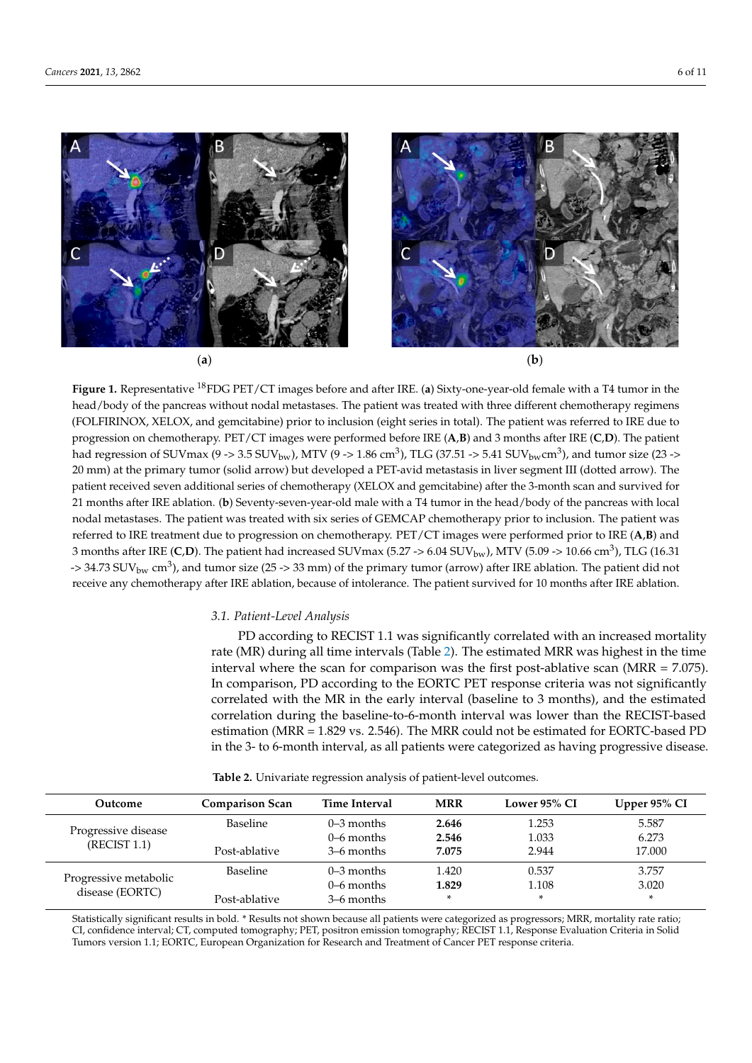**Figure 1.** Representative $^{18}$FDG PET/CT images before and after IRE. (**a**) Sixty-one-year-old female with a T4 tumor in the head/body of the pancreas without nodal metastases. The patient was treated with three different chemotherapy regimens (FOLFIRINOX, XELOX, and gemcitabine) prior to inclusion (eight series in total). The patient was referred to IRE due to progression on chemotherapy. PET/CT images were performed before IRE (**A**,**B**) and 3 months after IRE (**C**,**D**). The patient had regression of SUVmax (9 -> 3.5 $SUV_{bw}$), MTV (9 -> 1.86 $cm^3$), TLG (37.51 -> 5.41 $SUV_{bw} cm^3$), and tumor size (23 -> 20 mm) at the primary tumor (solid arrow) but developed a PET-avid metastasis in liver segment III (dotted arrow). The patient received seven additional series of chemotherapy (XELOX and gemcitabine) after the 3-month scan and survived for 21 months after IRE ablation. (**b**) Seventy-seven-year-old male with a T4 tumor in the head/body of the pancreas with local nodal metastases. The patient was treated with six series of GEMCAP chemotherapy prior to inclusion. The patient was referred to IRE treatment due to progression on chemotherapy. PET/CT images were performed prior to IRE (**A**,**B**) and 3 months after IRE (**C**,**D**). The patient had increased SUVmax (5.27 -> 6.04 $SUV_{bw}$), MTV (5.09 -> 10.66 $cm^3$), TLG (16.31 -> 34.73 $SUV_{bw}$ $cm^3$), and tumor size (25 -> 33 mm) of the primary tumor (arrow) after IRE ablation. The patient did not receive any chemotherapy after IRE ablation, because of intolerance. The patient survived for 10 months after IRE ablation.

### 3.1. Patient-Level Analysis

PD according to RECIST 1.1 was significantly correlated with an increased mortality rate (MR) during all time intervals (Table 2). The estimated MRR was highest in the time interval where the scan for comparison was the first post-ablative scan (MRR = 7.075). In comparison, PD according to the EORTC PET response criteria was not significantly correlated with the MR in the early interval (baseline to 3 months), and the estimated correlation during the baseline-to-6-month interval was lower than the RECIST-based estimation (MRR = 1.829 vs. 2.546). The MRR could not be estimated for EORTC-based PD in the 3- to 6-month interval, as all patients were categorized as having progressive disease.

**Table 2.** Univariate regression analysis of patient-level outcomes.

| Outcome | Comparison Scan | Time Interval | MRR | Lower 95% CI | Upper 95% CI |
|---|---|---|---|---|---|
| Progressive disease (RECIST 1.1) | Baseline | 0–3 months | **2.646** | 1.253 | 5.587 |
| | | 0–6 months | **2.546** | 1.033 | 6.273 |
| | Post-ablative | 3–6 months | **7.075** | 2.944 | 17.000 |
| Progressive metabolic disease (EORTC) | Baseline | 0–3 months | 1.420 | 0.537 | 3.757 |
| | | 0–6 months | **1.829** | 1.108 | 3.020 |
| | Post-ablative | 3–6 months | * | * | * |

Statistically significant results in bold. * Results not shown because all patients were categorized as progressors; MRR, mortality rate ratio; CI, confidence interval; CT, computed tomography; PET, positron emission tomography; RECIST 1.1, Response Evaluation Criteria in Solid Tumors version 1.1; EORTC, European Organization for Research and Treatment of Cancer PET response criteria.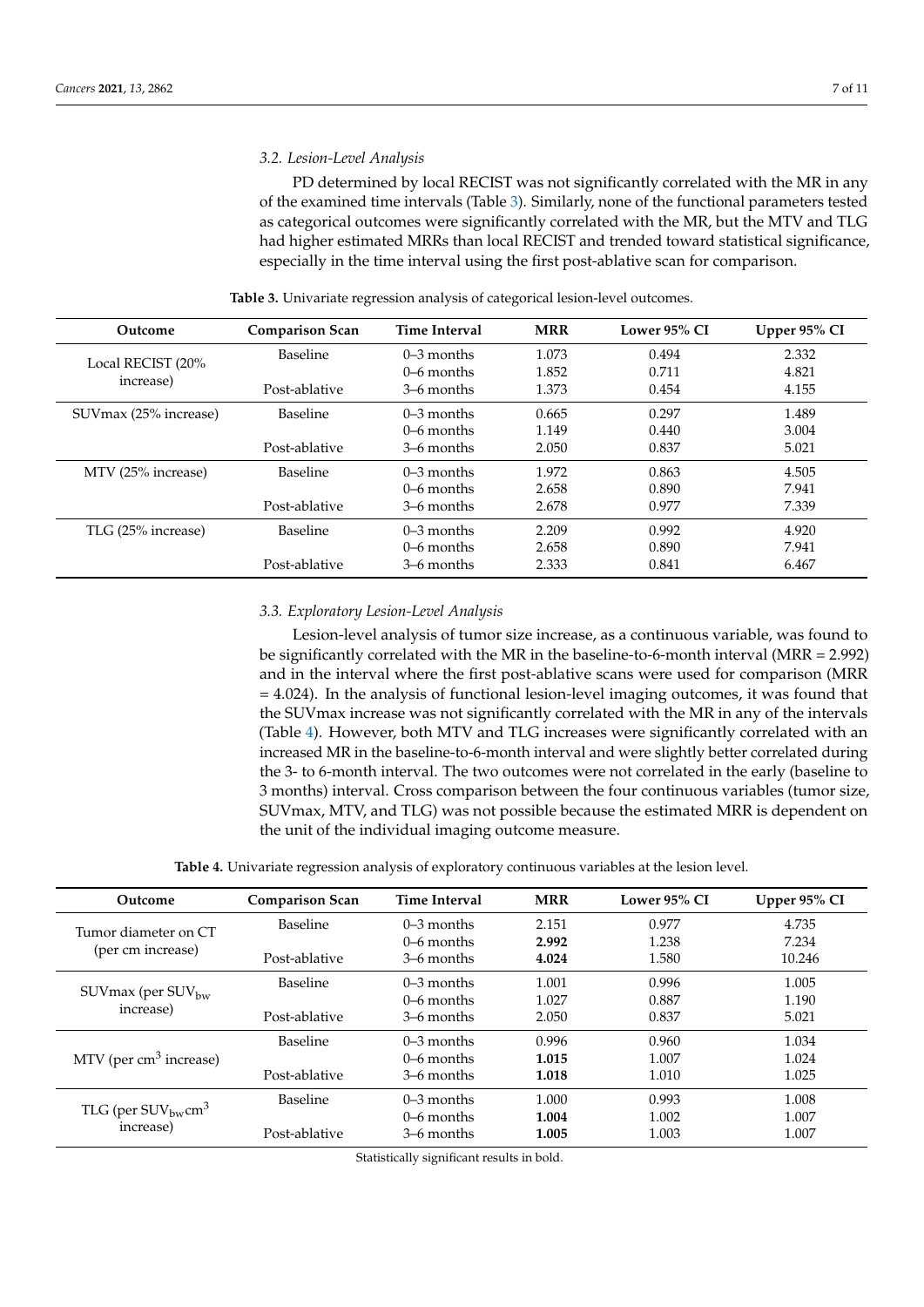### 3.2. Lesion-Level Analysis

PD determined by local RECIST was not significantly correlated with the MR in any of the examined time intervals (Table 3). Similarly, none of the functional parameters tested as categorical outcomes were significantly correlated with the MR, but the MTV and TLG had higher estimated MRRs than local RECIST and trended toward statistical significance, especially in the time interval using the first post-ablative scan for comparison.

**Table 3.** Univariate regression analysis of categorical lesion-level outcomes.

| Outcome | Comparison Scan | Time Interval | MRR | Lower 95% CI | Upper 95% CI |
|---|---|---|---|---|---|
| Local RECIST (20% increase) | Baseline | 0–3 months | 1.073 | 0.494 | 2.332 |
| | | 0–6 months | 1.852 | 0.711 | 4.821 |
| | Post-ablative | 3–6 months | 1.373 | 0.454 | 4.155 |
| SUVmax (25% increase) | Baseline | 0–3 months | 0.665 | 0.297 | 1.489 |
| | | 0–6 months | 1.149 | 0.440 | 3.004 |
| | Post-ablative | 3–6 months | 2.050 | 0.837 | 5.021 |
| MTV (25% increase) | Baseline | 0–3 months | 1.972 | 0.863 | 4.505 |
| | | 0–6 months | 2.658 | 0.890 | 7.941 |
| | Post-ablative | 3–6 months | 2.678 | 0.977 | 7.339 |
| TLG (25% increase) | Baseline | 0–3 months | 2.209 | 0.992 | 4.920 |
| | | 0–6 months | 2.658 | 0.890 | 7.941 |
| | Post-ablative | 3–6 months | 2.333 | 0.841 | 6.467 |

### 3.3. Exploratory Lesion-Level Analysis

Lesion-level analysis of tumor size increase, as a continuous variable, was found to be significantly correlated with the MR in the baseline-to-6-month interval (MRR = 2.992) and in the interval where the first post-ablative scans were used for comparison (MRR = 4.024). In the analysis of functional lesion-level imaging outcomes, it was found that the SUVmax increase was not significantly correlated with the MR in any of the intervals (Table 4). However, both MTV and TLG increases were significantly correlated with an increased MR in the baseline-to-6-month interval and were slightly better correlated during the 3- to 6-month interval. The two outcomes were not correlated in the early (baseline to 3 months) interval. Cross comparison between the four continuous variables (tumor size, SUVmax, MTV, and TLG) was not possible because the estimated MRR is dependent on the unit of the individual imaging outcome measure.

**Table 4.** Univariate regression analysis of exploratory continuous variables at the lesion level.

| Outcome | Comparison Scan | Time Interval | MRR | Lower 95% CI | Upper 95% CI |
|---|---|---|---|---|---|
| Tumor diameter on CT (per cm increase) | Baseline | 0–3 months | 2.151 | 0.977 | 4.735 |
| | | 0–6 months | **2.992** | 1.238 | 7.234 |
| | Post-ablative | 3–6 months | **4.024** | 1.580 | 10.246 |
| SUVmax (per $SUV_{bw}$ increase) | Baseline | 0–3 months | 1.001 | 0.996 | 1.005 |
| | | 0–6 months | 1.027 | 0.887 | 1.190 |
| | Post-ablative | 3–6 months | 2.050 | 0.837 | 5.021 |
| MTV (per $cm^3$ increase) | Baseline | 0–3 months | 0.996 | 0.960 | 1.034 |
| | | 0–6 months | **1.015** | 1.007 | 1.024 |
| | Post-ablative | 3–6 months | **1.018** | 1.010 | 1.025 |
| TLG (per $SUV_{bw}cm^3$ increase) | Baseline | 0–3 months | 1.000 | 0.993 | 1.008 |
| | | 0–6 months | **1.004** | 1.002 | 1.007 |
| | Post-ablative | 3–6 months | **1.005** | 1.003 | 1.007 |

Statistically significant results in bold.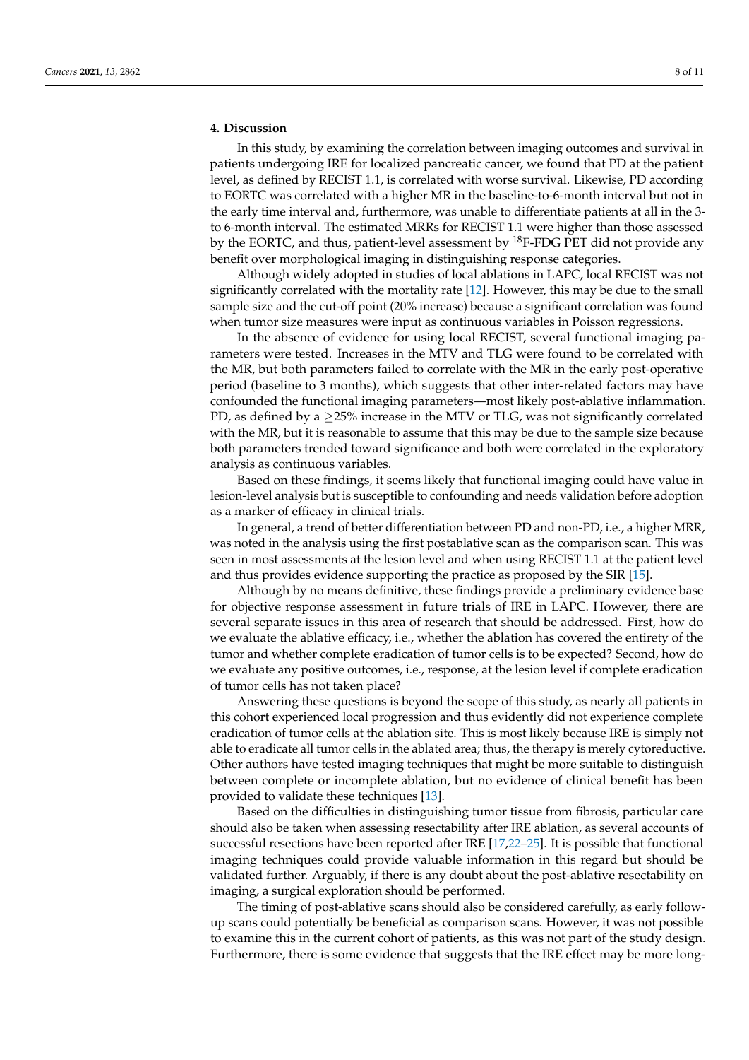## 4. Discussion

In this study, by examining the correlation between imaging outcomes and survival in patients undergoing IRE for localized pancreatic cancer, we found that PD at the patient level, as defined by RECIST 1.1, is correlated with worse survival. Likewise, PD according to EORTC was correlated with a higher MR in the baseline-to-6-month interval but not in the early time interval and, furthermore, was unable to differentiate patients at all in the 3- to 6-month interval. The estimated MRRs for RECIST 1.1 were higher than those assessed by the EORTC, and thus, patient-level assessment by $^{18}$F-FDG PET did not provide any benefit over morphological imaging in distinguishing response categories.

Although widely adopted in studies of local ablations in LAPC, local RECIST was not significantly correlated with the mortality rate [12]. However, this may be due to the small sample size and the cut-off point (20% increase) because a significant correlation was found when tumor size measures were input as continuous variables in Poisson regressions.

In the absence of evidence for using local RECIST, several functional imaging parameters were tested. Increases in the MTV and TLG were found to be correlated with the MR, but both parameters failed to correlate with the MR in the early post-operative period (baseline to 3 months), which suggests that other inter-related factors may have confounded the functional imaging parameters—most likely post-ablative inflammation. PD, as defined by a $\geq$25% increase in the MTV or TLG, was not significantly correlated with the MR, but it is reasonable to assume that this may be due to the sample size because both parameters trended toward significance and both were correlated in the exploratory analysis as continuous variables.

Based on these findings, it seems likely that functional imaging could have value in lesion-level analysis but is susceptible to confounding and needs validation before adoption as a marker of efficacy in clinical trials.

In general, a trend of better differentiation between PD and non-PD, i.e., a higher MRR, was noted in the analysis using the first postablative scan as the comparison scan. This was seen in most assessments at the lesion level and when using RECIST 1.1 at the patient level and thus provides evidence supporting the practice as proposed by the SIR [15].

Although by no means definitive, these findings provide a preliminary evidence base for objective response assessment in future trials of IRE in LAPC. However, there are several separate issues in this area of research that should be addressed. First, how do we evaluate the ablative efficacy, i.e., whether the ablation has covered the entirety of the tumor and whether complete eradication of tumor cells is to be expected? Second, how do we evaluate any positive outcomes, i.e., response, at the lesion level if complete eradication of tumor cells has not taken place?

Answering these questions is beyond the scope of this study, as nearly all patients in this cohort experienced local progression and thus evidently did not experience complete eradication of tumor cells at the ablation site. This is most likely because IRE is simply not able to eradicate all tumor cells in the ablated area; thus, the therapy is merely cytoreductive. Other authors have tested imaging techniques that might be more suitable to distinguish between complete or incomplete ablation, but no evidence of clinical benefit has been provided to validate these techniques [13].

Based on the difficulties in distinguishing tumor tissue from fibrosis, particular care should also be taken when assessing resectability after IRE ablation, as several accounts of successful resections have been reported after IRE [17,22–25]. It is possible that functional imaging techniques could provide valuable information in this regard but should be validated further. Arguably, if there is any doubt about the post-ablative resectability on imaging, a surgical exploration should be performed.

The timing of post-ablative scans should also be considered carefully, as early follow-up scans could potentially be beneficial as comparison scans. However, it was not possible to examine this in the current cohort of patients, as this was not part of the study design. Furthermore, there is some evidence that suggests that the IRE effect may be more long-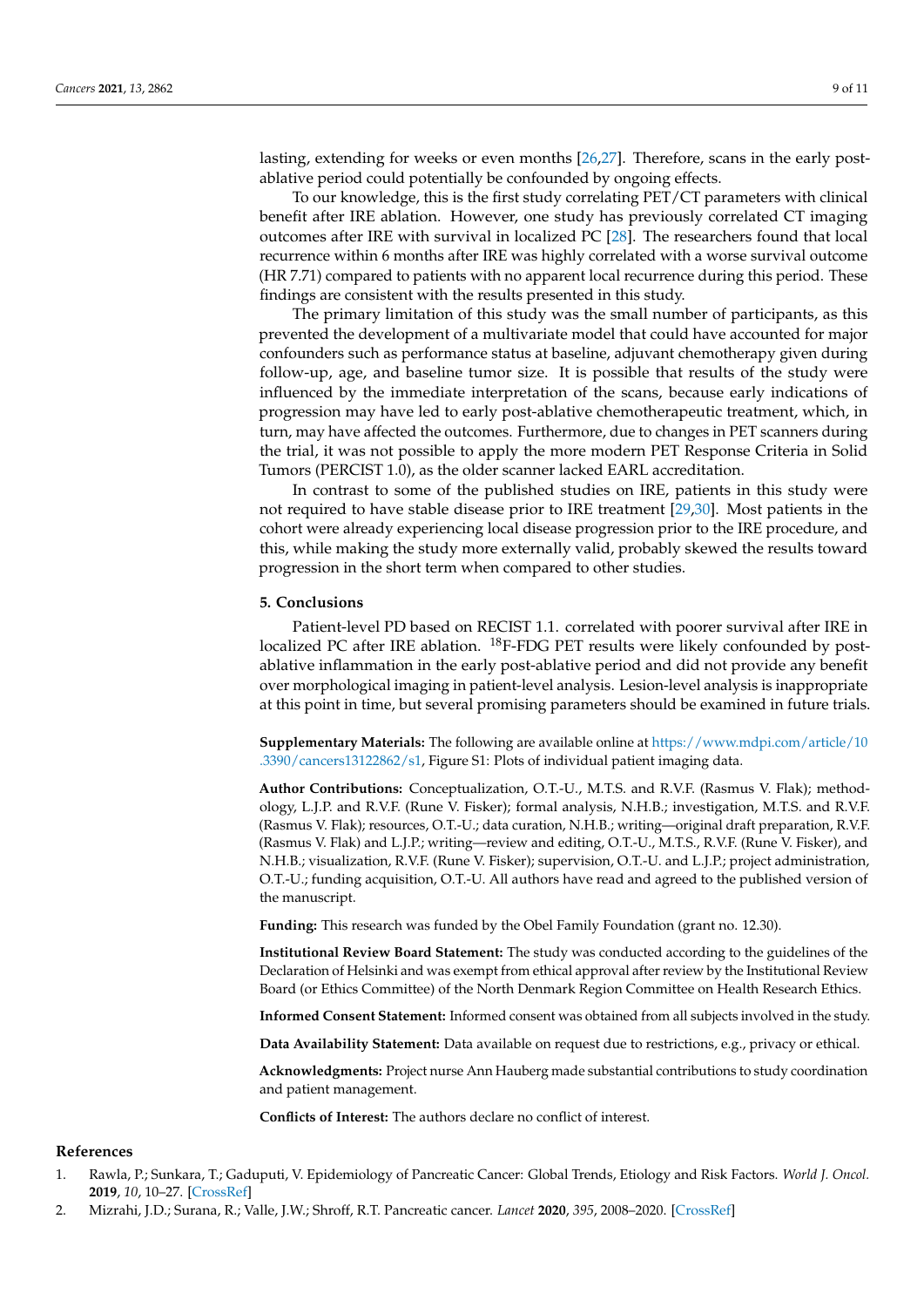lasting, extending for weeks or even months [26,27]. Therefore, scans in the early post-ablative period could potentially be confounded by ongoing effects.

To our knowledge, this is the first study correlating PET/CT parameters with clinical benefit after IRE ablation. However, one study has previously correlated CT imaging outcomes after IRE with survival in localized PC [28]. The researchers found that local recurrence within 6 months after IRE was highly correlated with a worse survival outcome (HR 7.71) compared to patients with no apparent local recurrence during this period. These findings are consistent with the results presented in this study.

The primary limitation of this study was the small number of participants, as this prevented the development of a multivariate model that could have accounted for major confounders such as performance status at baseline, adjuvant chemotherapy given during follow-up, age, and baseline tumor size. It is possible that results of the study were influenced by the immediate interpretation of the scans, because early indications of progression may have led to early post-ablative chemotherapeutic treatment, which, in turn, may have affected the outcomes. Furthermore, due to changes in PET scanners during the trial, it was not possible to apply the more modern PET Response Criteria in Solid Tumors (PERCIST 1.0), as the older scanner lacked EARL accreditation.

In contrast to some of the published studies on IRE, patients in this study were not required to have stable disease prior to IRE treatment [29,30]. Most patients in the cohort were already experiencing local disease progression prior to the IRE procedure, and this, while making the study more externally valid, probably skewed the results toward progression in the short term when compared to other studies.

## 5. Conclusions

Patient-level PD based on RECIST 1.1. correlated with poorer survival after IRE in localized PC after IRE ablation. $^{18}$F-FDG PET results were likely confounded by post-ablative inflammation in the early post-ablative period and did not provide any benefit over morphological imaging in patient-level analysis. Lesion-level analysis is inappropriate at this point in time, but several promising parameters should be examined in future trials.

**Supplementary Materials:** The following are available online at https://www.mdpi.com/article/10.3390/cancers13122862/s1, Figure S1: Plots of individual patient imaging data.

**Author Contributions:** Conceptualization, O.T.-U., M.T.S. and R.V.F. (Rasmus V. Flak); methodology, L.J.P. and R.V.F. (Rune V. Fisker); formal analysis, N.H.B.; investigation, M.T.S. and R.V.F. (Rasmus V. Flak); resources, O.T.-U.; data curation, N.H.B.; writing—original draft preparation, R.V.F. (Rasmus V. Flak) and L.J.P.; writing—review and editing, O.T.-U., M.T.S., R.V.F. (Rune V. Fisker), and N.H.B.; visualization, R.V.F. (Rune V. Fisker); supervision, O.T.-U. and L.J.P.; project administration, O.T.-U.; funding acquisition, O.T.-U. All authors have read and agreed to the published version of the manuscript.

**Funding:** This research was funded by the Obel Family Foundation (grant no. 12.30).

**Institutional Review Board Statement:** The study was conducted according to the guidelines of the Declaration of Helsinki and was exempt from ethical approval after review by the Institutional Review Board (or Ethics Committee) of the North Denmark Region Committee on Health Research Ethics.

**Informed Consent Statement:** Informed consent was obtained from all subjects involved in the study.

**Data Availability Statement:** Data available on request due to restrictions, e.g., privacy or ethical.

**Acknowledgments:** Project nurse Ann Hauberg made substantial contributions to study coordination and patient management.

**Conflicts of Interest:** The authors declare no conflict of interest.

## References

1. Rawla, P.; Sunkara, T.; Gaduputi, V. Epidemiology of Pancreatic Cancer: Global Trends, Etiology and Risk Factors. *World J. Oncol.* **2019**, *10*, 10–27. [CrossRef]
2. Mizrahi, J.D.; Surana, R.; Valle, J.W.; Shroff, R.T. Pancreatic cancer. *Lancet* **2020**, *395*, 2008–2020. [CrossRef]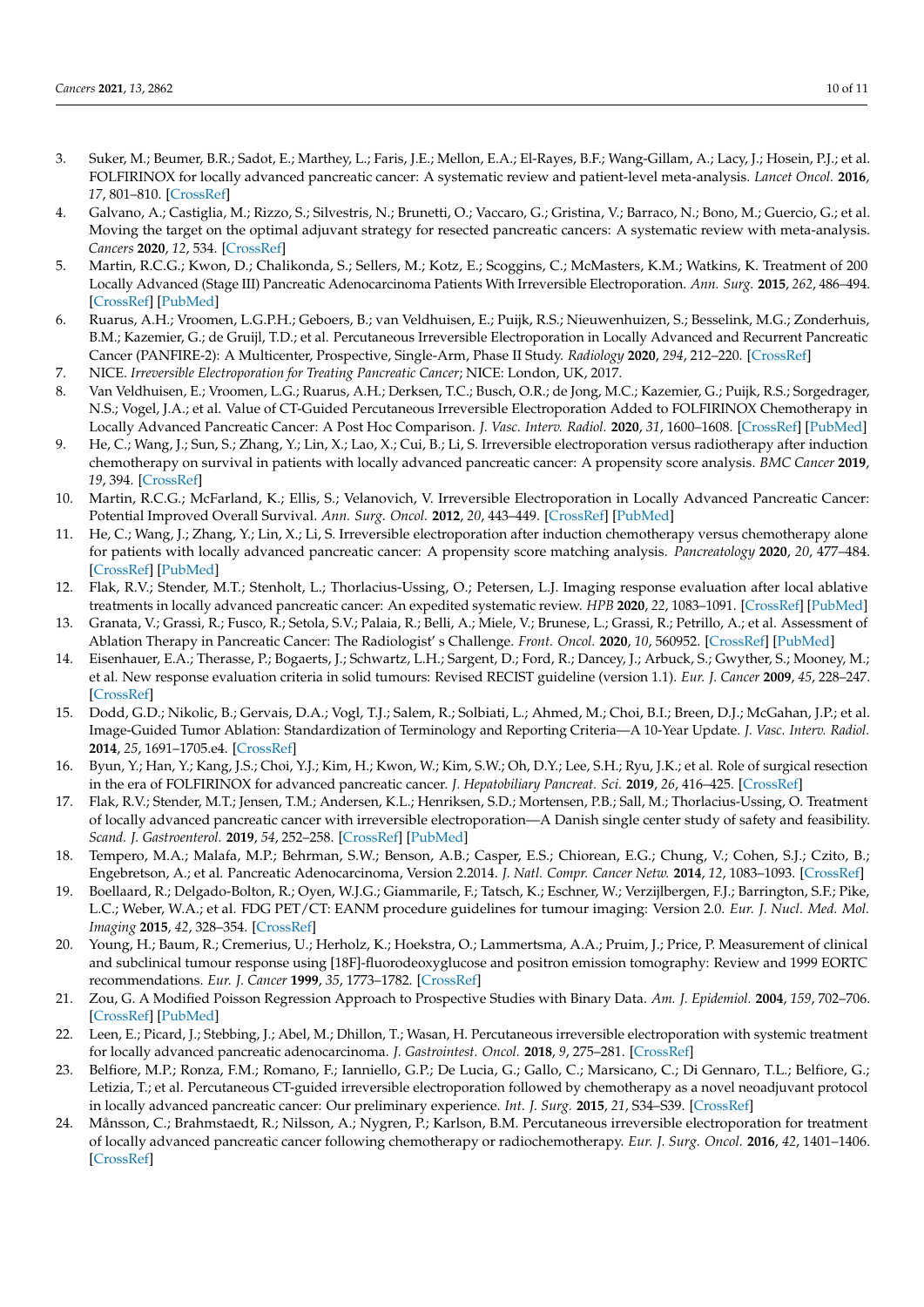3. Suker, M.; Beumer, B.R.; Sadot, E.; Marthey, L.; Faris, J.E.; Mellon, E.A.; El-Rayes, B.F.; Wang-Gillam, A.; Lacy, J.; Hosein, P.J.; et al. FOLFIRINOX for locally advanced pancreatic cancer: A systematic review and patient-level meta-analysis. *Lancet Oncol.* **2016**, *17*, 801–810. [CrossRef]
4. Galvano, A.; Castiglia, M.; Rizzo, S.; Silvestris, N.; Brunetti, O.; Vaccaro, G.; Gristina, V.; Barraco, N.; Bono, M.; Guercio, G.; et al. Moving the target on the optimal adjuvant strategy for resected pancreatic cancers: A systematic review with meta-analysis. *Cancers* **2020**, *12*, 534. [CrossRef]
5. Martin, R.C.G.; Kwon, D.; Chalikonda, S.; Sellers, M.; Kotz, E.; Scoggins, C.; McMasters, K.M.; Watkins, K. Treatment of 200 Locally Advanced (Stage III) Pancreatic Adenocarcinoma Patients With Irreversible Electroporation. *Ann. Surg.* **2015**, *262*, 486–494. [CrossRef] [PubMed]
6. Ruarus, A.H.; Vroomen, L.G.P.H.; Geboers, B.; van Veldhuisen, E.; Puijk, R.S.; Nieuwenhuizen, S.; Besselink, M.G.; Zonderhuis, B.M.; Kazemier, G.; de Gruijl, T.D.; et al. Percutaneous Irreversible Electroporation in Locally Advanced and Recurrent Pancreatic Cancer (PANFIRE-2): A Multicenter, Prospective, Single-Arm, Phase II Study. *Radiology* **2020**, *294*, 212–220. [CrossRef]
7. NICE. *Irreversible Electroporation for Treating Pancreatic Cancer*; NICE: London, UK, 2017.
8. Van Veldhuisen, E.; Vroomen, L.G.; Ruarus, A.H.; Derksen, T.C.; Busch, O.R.; de Jong, M.C.; Kazemier, G.; Puijk, R.S.; Sorgedrager, N.S.; Vogel, J.A.; et al. Value of CT-Guided Percutaneous Irreversible Electroporation Added to FOLFIRINOX Chemotherapy in Locally Advanced Pancreatic Cancer: A Post Hoc Comparison. *J. Vasc. Interv. Radiol.* **2020**, *31*, 1600–1608. [CrossRef] [PubMed]
9. He, C.; Wang, J.; Sun, S.; Zhang, Y.; Lin, X.; Lao, X.; Cui, B.; Li, S. Irreversible electroporation versus radiotherapy after induction chemotherapy on survival in patients with locally advanced pancreatic cancer: A propensity score analysis. *BMC Cancer* **2019**, *19*, 394. [CrossRef]
10. Martin, R.C.G.; McFarland, K.; Ellis, S.; Velanovich, V. Irreversible Electroporation in Locally Advanced Pancreatic Cancer: Potential Improved Overall Survival. *Ann. Surg. Oncol.* **2012**, *20*, 443–449. [CrossRef] [PubMed]
11. He, C.; Wang, J.; Zhang, Y.; Lin, X.; Li, S. Irreversible electroporation after induction chemotherapy versus chemotherapy alone for patients with locally advanced pancreatic cancer: A propensity score matching analysis. *Pancreatology* **2020**, *20*, 477–484. [CrossRef] [PubMed]
12. Flak, R.V.; Stender, M.T.; Stenholt, L.; Thorlacius-Ussing, O.; Petersen, L.J. Imaging response evaluation after local ablative treatments in locally advanced pancreatic cancer: An expedited systematic review. *HPB* **2020**, *22*, 1083–1091. [CrossRef] [PubMed]
13. Granata, V.; Grassi, R.; Fusco, R.; Setola, S.V.; Palaia, R.; Belli, A.; Miele, V.; Brunese, L.; Grassi, R.; Petrillo, A.; et al. Assessment of Ablation Therapy in Pancreatic Cancer: The Radiologist' s Challenge. *Front. Oncol.* **2020**, *10*, 560952. [CrossRef] [PubMed]
14. Eisenhauer, E.A.; Therasse, P.; Bogaerts, J.; Schwartz, L.H.; Sargent, D.; Ford, R.; Dancey, J.; Arbuck, S.; Gwyther, S.; Mooney, M.; et al. New response evaluation criteria in solid tumours: Revised RECIST guideline (version 1.1). *Eur. J. Cancer* **2009**, *45*, 228–247. [CrossRef]
15. Dodd, G.D.; Nikolic, B.; Gervais, D.A.; Vogl, T.J.; Salem, R.; Solbiati, L.; Ahmed, M.; Choi, B.I.; Breen, D.J.; McGahan, J.P.; et al. Image-Guided Tumor Ablation: Standardization of Terminology and Reporting Criteria—A 10-Year Update. *J. Vasc. Interv. Radiol.* **2014**, *25*, 1691–1705.e4. [CrossRef]
16. Byun, Y.; Han, Y.; Kang, J.S.; Choi, Y.J.; Kim, H.; Kwon, W.; Kim, S.W.; Oh, D.Y.; Lee, S.H.; Ryu, J.K.; et al. Role of surgical resection in the era of FOLFIRINOX for advanced pancreatic cancer. *J. Hepatobiliary Pancreat. Sci.* **2019**, *26*, 416–425. [CrossRef]
17. Flak, R.V.; Stender, M.T.; Jensen, T.M.; Andersen, K.L.; Henriksen, S.D.; Mortensen, P.B.; Sall, M.; Thorlacius-Ussing, O. Treatment of locally advanced pancreatic cancer with irreversible electroporation—A Danish single center study of safety and feasibility. *Scand. J. Gastroenterol.* **2019**, *54*, 252–258. [CrossRef] [PubMed]
18. Tempero, M.A.; Malafa, M.P.; Behrman, S.W.; Benson, A.B.; Casper, E.S.; Chiorean, E.G.; Chung, V.; Cohen, S.J.; Czito, B.; Engebretson, A.; et al. Pancreatic Adenocarcinoma, Version 2.2014. *J. Natl. Compr. Cancer Netw.* **2014**, *12*, 1083–1093. [CrossRef]
19. Boellaard, R.; Delgado-Bolton, R.; Oyen, W.J.G.; Giammarile, F.; Tatsch, K.; Eschner, W.; Verzijlbergen, F.J.; Barrington, S.F.; Pike, L.C.; Weber, W.A.; et al. FDG PET/CT: EANM procedure guidelines for tumour imaging: Version 2.0. *Eur. J. Nucl. Med. Mol. Imaging* **2015**, *42*, 328–354. [CrossRef]
20. Young, H.; Baum, R.; Cremerius, U.; Herholz, K.; Hoekstra, O.; Lammertsma, A.A.; Pruim, J.; Price, P. Measurement of clinical and subclinical tumour response using [18F]-fluorodeoxyglucose and positron emission tomography: Review and 1999 EORTC recommendations. *Eur. J. Cancer* **1999**, *35*, 1773–1782. [CrossRef]
21. Zou, G. A Modified Poisson Regression Approach to Prospective Studies with Binary Data. *Am. J. Epidemiol.* **2004**, *159*, 702–706. [CrossRef] [PubMed]
22. Leen, E.; Picard, J.; Stebbing, J.; Abel, M.; Dhillon, T.; Wasan, H. Percutaneous irreversible electroporation with systemic treatment for locally advanced pancreatic adenocarcinoma. *J. Gastrointest. Oncol.* **2018**, *9*, 275–281. [CrossRef]
23. Belfiore, M.P.; Ronza, F.M.; Romano, F.; Ianniello, G.P.; De Lucia, G.; Gallo, C.; Marsicano, C.; Di Gennaro, T.L.; Belfiore, G.; Letizia, T.; et al. Percutaneous CT-guided irreversible electroporation followed by chemotherapy as a novel neoadjuvant protocol in locally advanced pancreatic cancer: Our preliminary experience. *Int. J. Surg.* **2015**, *21*, S34–S39. [CrossRef]
24. Månsson, C.; Brahmstaedt, R.; Nilsson, A.; Nygren, P.; Karlson, B.M. Percutaneous irreversible electroporation for treatment of locally advanced pancreatic cancer following chemotherapy or radiochemotherapy. *Eur. J. Surg. Oncol.* **2016**, *42*, 1401–1406. [CrossRef]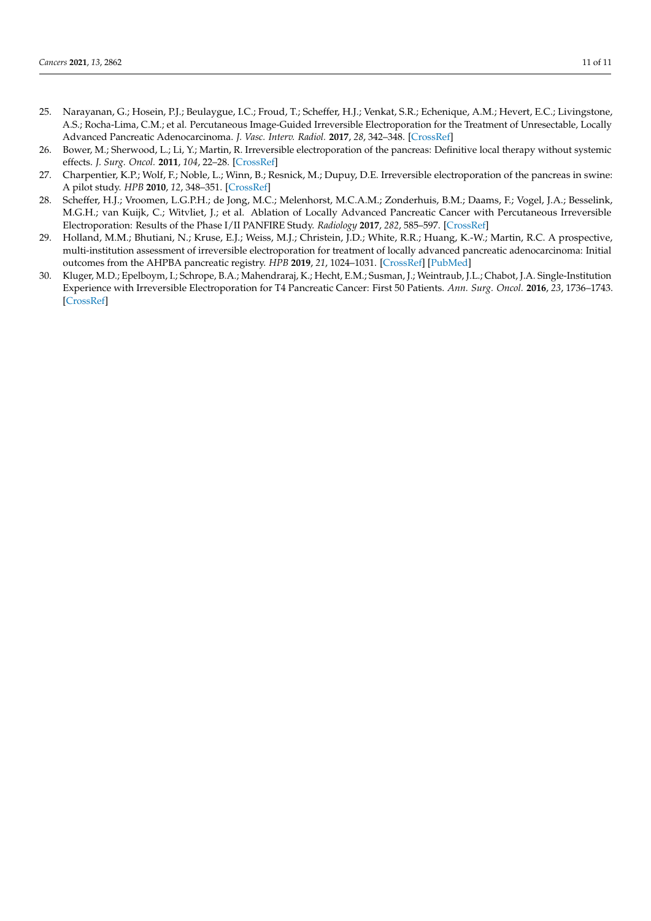25. Narayanan, G.; Hosein, P.J.; Beulaygue, I.C.; Froud, T.; Scheffer, H.J.; Venkat, S.R.; Echenique, A.M.; Hevert, E.C.; Livingstone, A.S.; Rocha-Lima, C.M.; et al. Percutaneous Image-Guided Irreversible Electroporation for the Treatment of Unresectable, Locally Advanced Pancreatic Adenocarcinoma. *J. Vasc. Interv. Radiol.* **2017**, *28*, 342–348. [CrossRef]
26. Bower, M.; Sherwood, L.; Li, Y.; Martin, R. Irreversible electroporation of the pancreas: Definitive local therapy without systemic effects. *J. Surg. Oncol.* **2011**, *104*, 22–28. [CrossRef]
27. Charpentier, K.P.; Wolf, F.; Noble, L.; Winn, B.; Resnick, M.; Dupuy, D.E. Irreversible electroporation of the pancreas in swine: A pilot study. *HPB* **2010**, *12*, 348–351. [CrossRef]
28. Scheffer, H.J.; Vroomen, L.G.P.H.; de Jong, M.C.; Melenhorst, M.C.A.M.; Zonderhuis, B.M.; Daams, F.; Vogel, J.A.; Besselink, M.G.H.; van Kuijk, C.; Witvliet, J.; et al. Ablation of Locally Advanced Pancreatic Cancer with Percutaneous Irreversible Electroporation: Results of the Phase I/II PANFIRE Study. *Radiology* **2017**, *282*, 585–597. [CrossRef]
29. Holland, M.M.; Bhutiani, N.; Kruse, E.J.; Weiss, M.J.; Christein, J.D.; White, R.R.; Huang, K.-W.; Martin, R.C. A prospective, multi-institution assessment of irreversible electroporation for treatment of locally advanced pancreatic adenocarcinoma: Initial outcomes from the AHPBA pancreatic registry. *HPB* **2019**, *21*, 1024–1031. [CrossRef] [PubMed]
30. Kluger, M.D.; Epelboym, I.; Schrope, B.A.; Mahendraraj, K.; Hecht, E.M.; Susman, J.; Weintraub, J.L.; Chabot, J.A. Single-Institution Experience with Irreversible Electroporation for T4 Pancreatic Cancer: First 50 Patients. *Ann. Surg. Oncol.* **2016**, *23*, 1736–1743. [CrossRef]